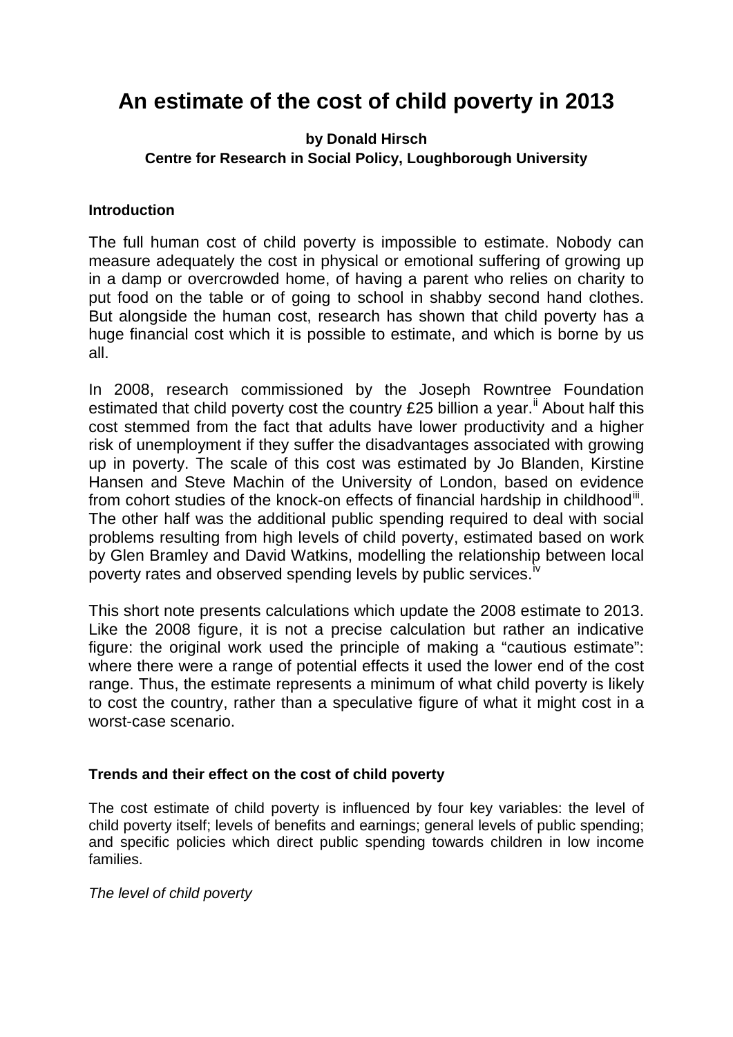# An estimate of the cost of child poverty in 2013

**by Donald Hirsch**
**Centre for Research in Social Policy, Loughborough University**

### Introduction

The full human cost of child poverty is impossible to estimate. Nobody can measure adequately the cost in physical or emotional suffering of growing up in a damp or overcrowded home, of having a parent who relies on charity to put food on the table or of going to school in shabby second hand clothes. But alongside the human cost, research has shown that child poverty has a huge financial cost which it is possible to estimate, and which is borne by us all.

In 2008, research commissioned by the Joseph Rowntree Foundation estimated that child poverty cost the country £25 billion a year.[ii] About half this cost stemmed from the fact that adults have lower productivity and a higher risk of unemployment if they suffer the disadvantages associated with growing up in poverty. The scale of this cost was estimated by Jo Blanden, Kirstine Hansen and Steve Machin of the University of London, based on evidence from cohort studies of the knock-on effects of financial hardship in childhood[iii]. The other half was the additional public spending required to deal with social problems resulting from high levels of child poverty, estimated based on work by Glen Bramley and David Watkins, modelling the relationship between local poverty rates and observed spending levels by public services.[iv]

This short note presents calculations which update the 2008 estimate to 2013. Like the 2008 figure, it is not a precise calculation but rather an indicative figure: the original work used the principle of making a "cautious estimate": where there were a range of potential effects it used the lower end of the cost range. Thus, the estimate represents a minimum of what child poverty is likely to cost the country, rather than a speculative figure of what it might cost in a worst-case scenario.

### Trends and their effect on the cost of child poverty

The cost estimate of child poverty is influenced by four key variables: the level of child poverty itself; levels of benefits and earnings; general levels of public spending; and specific policies which direct public spending towards children in low income families.

*The level of child poverty*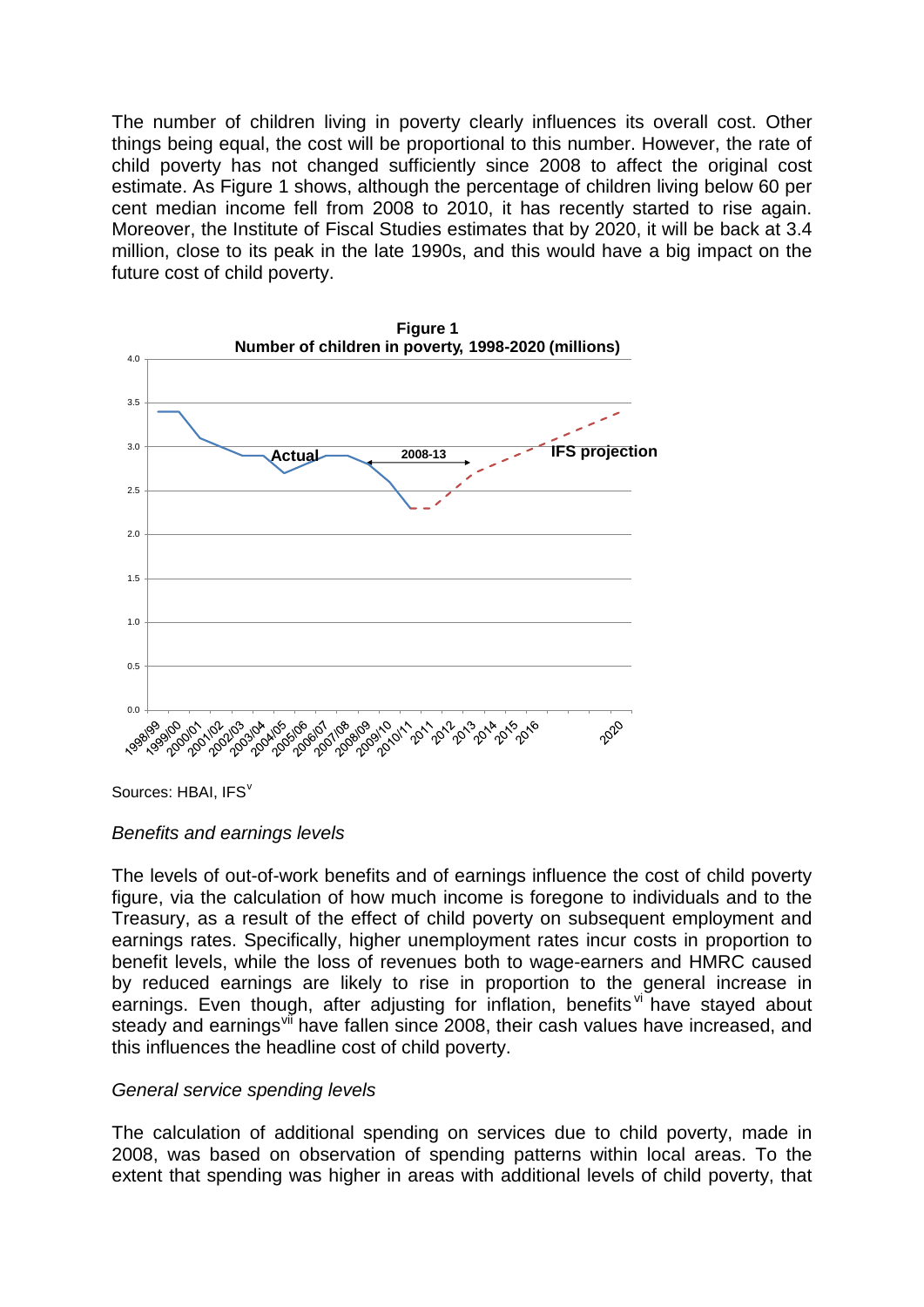The number of children living in poverty clearly influences its overall cost. Other things being equal, the cost will be proportional to this number. However, the rate of child poverty has not changed sufficiently since 2008 to affect the original cost estimate. As Figure 1 shows, although the percentage of children living below 60 per cent median income fell from 2008 to 2010, it has recently started to rise again. Moreover, the Institute of Fiscal Studies estimates that by 2020, it will be back at 3.4 million, close to its peak in the late 1990s, and this would have a big impact on the future cost of child poverty.

**Figure 1**
**Number of children in poverty, 1998-2020 (millions)**

Sources: HBAI, IFS[v]

*Benefits and earnings levels*

The levels of out-of-work benefits and of earnings influence the cost of child poverty figure, via the calculation of how much income is foregone to individuals and to the Treasury, as a result of the effect of child poverty on subsequent employment and earnings rates. Specifically, higher unemployment rates incur costs in proportion to benefit levels, while the loss of revenues both to wage-earners and HMRC caused by reduced earnings are likely to rise in proportion to the general increase in earnings. Even though, after adjusting for inflation, benefits[vi] have stayed about steady and earnings[vii] have fallen since 2008, their cash values have increased, and this influences the headline cost of child poverty.

*General service spending levels*

The calculation of additional spending on services due to child poverty, made in 2008, was based on observation of spending patterns within local areas. To the extent that spending was higher in areas with additional levels of child poverty, that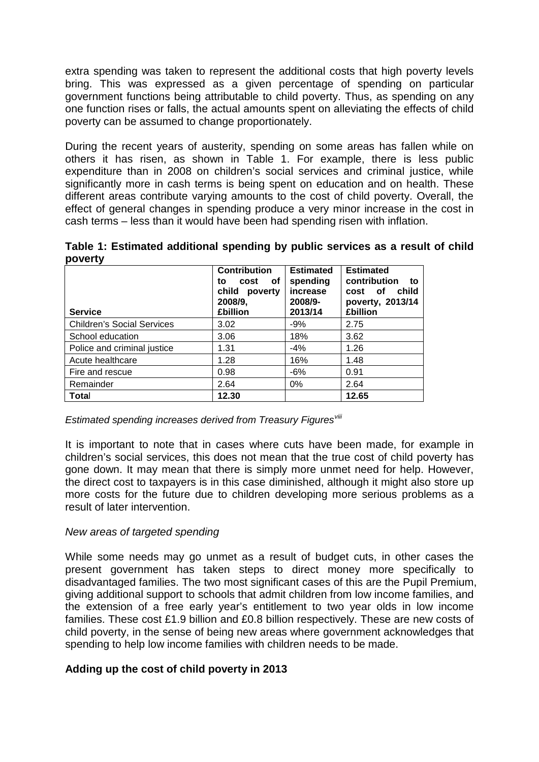extra spending was taken to represent the additional costs that high poverty levels bring. This was expressed as a given percentage of spending on particular government functions being attributable to child poverty. Thus, as spending on any one function rises or falls, the actual amounts spent on alleviating the effects of child poverty can be assumed to change proportionately.

During the recent years of austerity, spending on some areas has fallen while on others it has risen, as shown in Table 1. For example, there is less public expenditure than in 2008 on children's social services and criminal justice, while significantly more in cash terms is being spent on education and on health. These different areas contribute varying amounts to the cost of child poverty. Overall, the effect of general changes in spending produce a very minor increase in the cost in cash terms – less than it would have been had spending risen with inflation.

**Table 1: Estimated additional spending by public services as a result of child poverty**

| Service | Contribution to cost of child poverty 2008/9, £billion | Estimated spending increase 2008/9-2013/14 | Estimated contribution to cost of child poverty, 2013/14 £billion |
|---|---|---|---|
| Children's Social Services | 3.02 | -9% | 2.75 |
| School education | 3.06 | 18% | 3.62 |
| Police and criminal justice | 1.31 | -4% | 1.26 |
| Acute healthcare | 1.28 | 16% | 1.48 |
| Fire and rescue | 0.98 | -6% | 0.91 |
| Remainder | 2.64 | 0% | 2.64 |
| **Total** | **12.30** | | **12.65** |

*Estimated spending increases derived from Treasury Figures*[viii]

It is important to note that in cases where cuts have been made, for example in children's social services, this does not mean that the true cost of child poverty has gone down. It may mean that there is simply more unmet need for help. However, the direct cost to taxpayers is in this case diminished, although it might also store up more costs for the future due to children developing more serious problems as a result of later intervention.

*New areas of targeted spending*

While some needs may go unmet as a result of budget cuts, in other cases the present government has taken steps to direct money more specifically to disadvantaged families. The two most significant cases of this are the Pupil Premium, giving additional support to schools that admit children from low income families, and the extension of a free early year's entitlement to two year olds in low income families. These cost £1.9 billion and £0.8 billion respectively. These are new costs of child poverty, in the sense of being new areas where government acknowledges that spending to help low income families with children needs to be made.

**Adding up the cost of child poverty in 2013**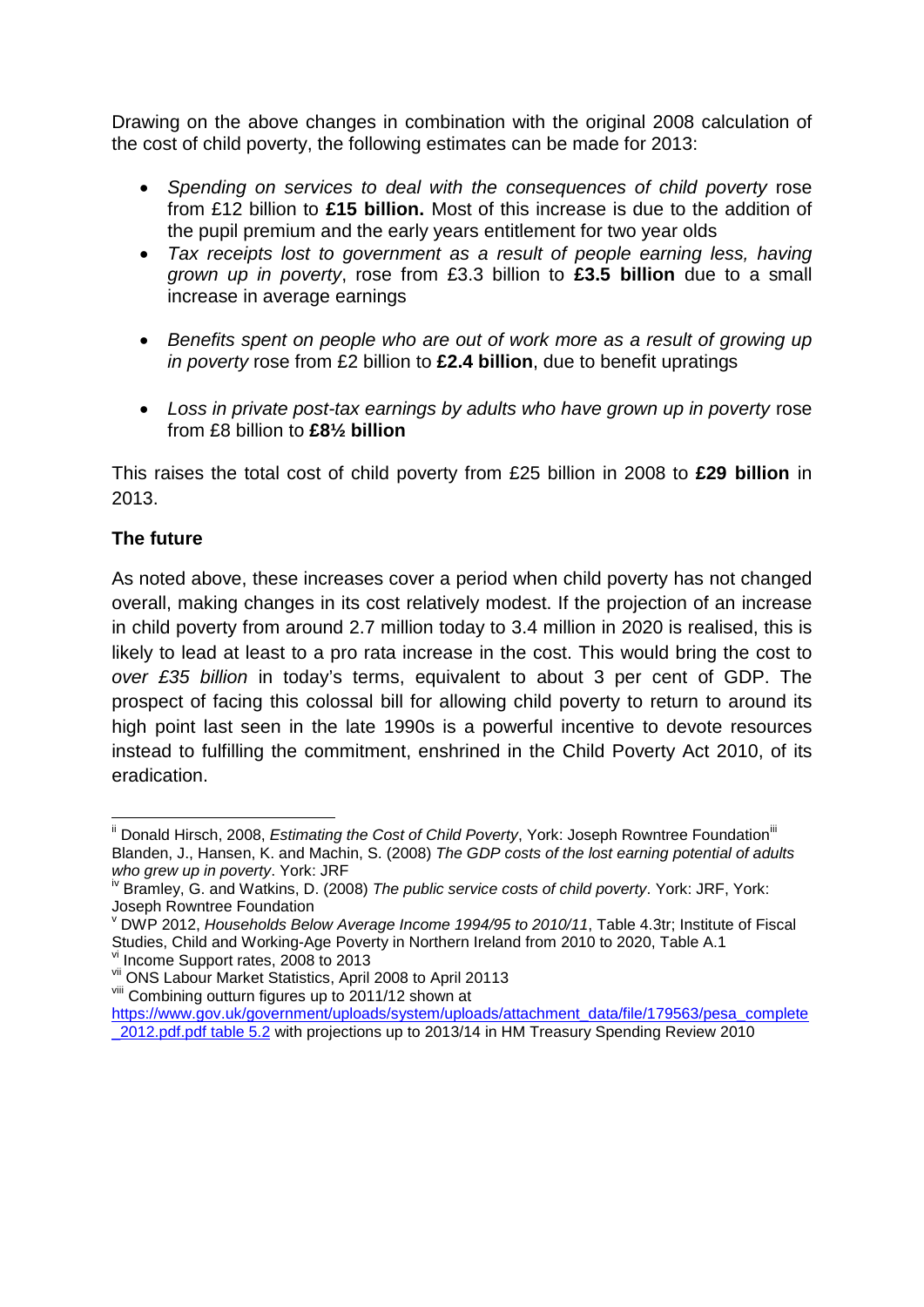Drawing on the above changes in combination with the original 2008 calculation of the cost of child poverty, the following estimates can be made for 2013:

- *Spending on services to deal with the consequences of child poverty* rose from £12 billion to **£15 billion.** Most of this increase is due to the addition of the pupil premium and the early years entitlement for two year olds
- *Tax receipts lost to government as a result of people earning less, having grown up in poverty*, rose from £3.3 billion to **£3.5 billion** due to a small increase in average earnings
- *Benefits spent on people who are out of work more as a result of growing up in poverty* rose from £2 billion to **£2.4 billion**, due to benefit upratings
- *Loss in private post-tax earnings by adults who have grown up in poverty* rose from £8 billion to **£8½ billion**

This raises the total cost of child poverty from £25 billion in 2008 to **£29 billion** in 2013.

**The future**

As noted above, these increases cover a period when child poverty has not changed overall, making changes in its cost relatively modest. If the projection of an increase in child poverty from around 2.7 million today to 3.4 million in 2020 is realised, this is likely to lead at least to a pro rata increase in the cost. This would bring the cost to *over £35 billion* in today's terms, equivalent to about 3 per cent of GDP. The prospect of facing this colossal bill for allowing child poverty to return to around its high point last seen in the late 1990s is a powerful incentive to devote resources instead to fulfilling the commitment, enshrined in the Child Poverty Act 2010, of its eradication.

---

[ii] Donald Hirsch, 2008, *Estimating the Cost of Child Poverty*, York: Joseph Rowntree Foundation[iii] Blanden, J., Hansen, K. and Machin, S. (2008) *The GDP costs of the lost earning potential of adults who grew up in poverty*. York: JRF

[iv] Bramley, G. and Watkins, D. (2008) *The public service costs of child poverty*. York: JRF, York: Joseph Rowntree Foundation

[v] DWP 2012, *Households Below Average Income 1994/95 to 2010/11*, Table 4.3tr; Institute of Fiscal Studies, Child and Working-Age Poverty in Northern Ireland from 2010 to 2020, Table A.1

[vi] Income Support rates, 2008 to 2013

[vii] ONS Labour Market Statistics, April 2008 to April 20113

[viii] Combining outturn figures up to 2011/12 shown at https://www.gov.uk/government/uploads/system/uploads/attachment_data/file/179563/pesa_complete_2012.pdf.pdf table 5.2 with projections up to 2013/14 in HM Treasury Spending Review 2010